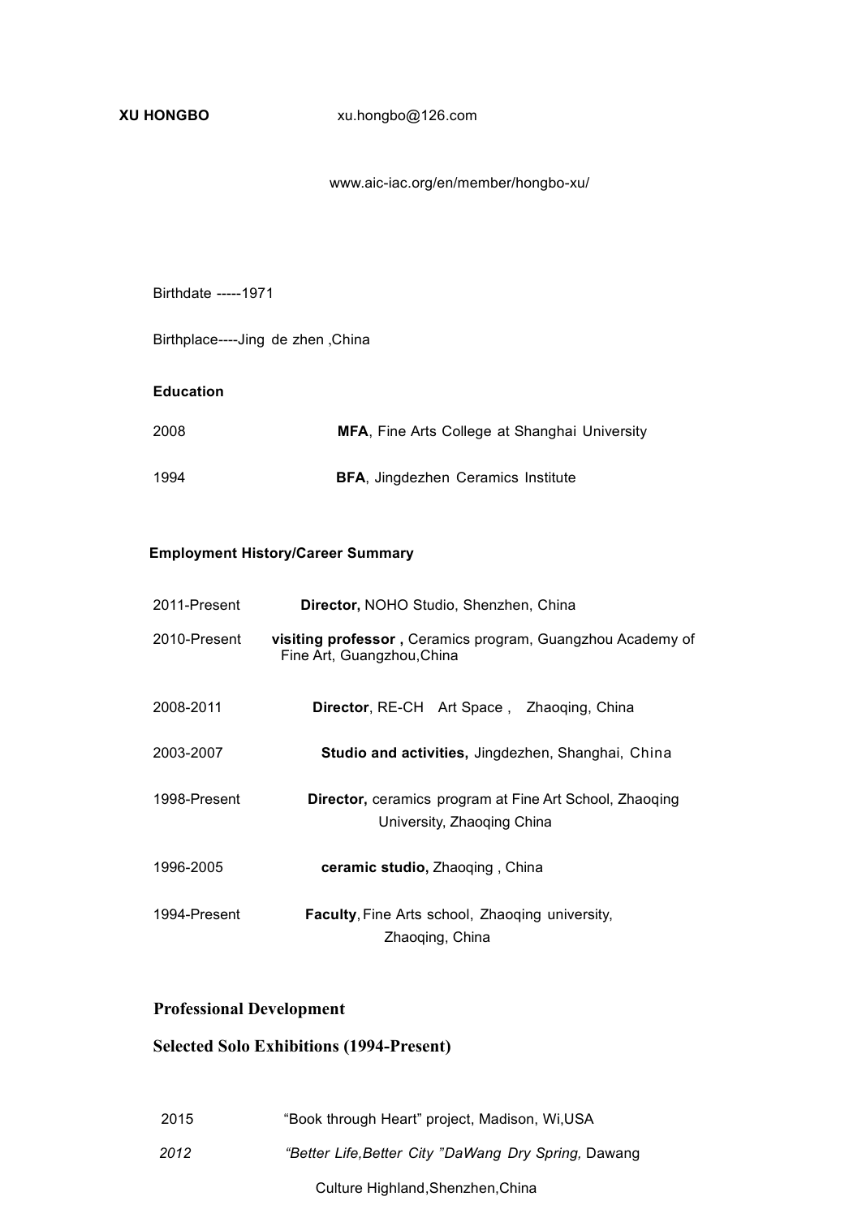**XU HONGBO** xu.hongbo@126.com

www.aic-iac.org/en/member/hongbo-xu/

Birthdate -----1971

Birthplace----Jing de zhen ,China

**Education**

| | |
|---|---|
| 2008 | **MFA**, Fine Arts College at Shanghai University |
| 1994 | **BFA**, Jingdezhen Ceramics Institute |

**Employment History/Career Summary**

| | |
|---|---|
| 2011-Present | **Director,** NOHO Studio, Shenzhen, China |
| 2010-Present | **visiting professor ,** Ceramics program, Guangzhou Academy of Fine Art, Guangzhou,China |
| 2008-2011 | **Director**, RE-CH Art Space , Zhaoqing, China |
| 2003-2007 | **Studio and activities,** Jingdezhen, Shanghai, China |
| 1998-Present | **Director,** ceramics program at Fine Art School, Zhaoqing University, Zhaoqing China |
| 1996-2005 | **ceramic studio,** Zhaoqing , China |
| 1994-Present | **Faculty**, Fine Arts school, Zhaoqing university, Zhaoqing, China |

## Professional Development

### Selected Solo Exhibitions (1994-Present)

| | |
|---|---|
| 2015 | "Book through Heart" project, Madison, Wi,USA |
| *2012* | *"Better Life,Better City "DaWang Dry Spring,* Dawang Culture Highland,Shenzhen,China |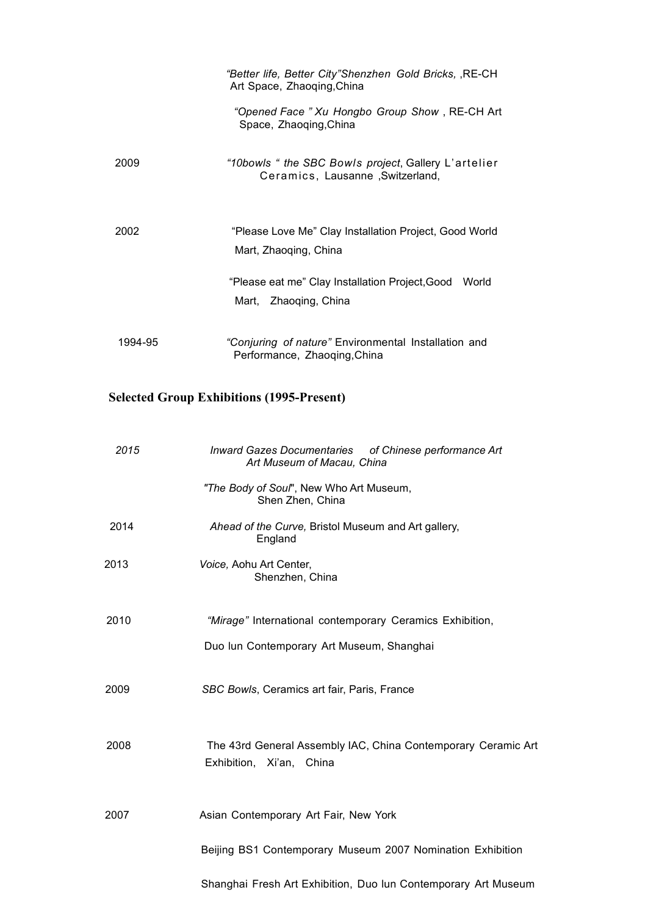*"Better life, Better City"Shenzhen Gold Bricks,* ,RE-CH Art Space, Zhaoqing,China

*"Opened Face " Xu Hongbo Group Show* , RE-CH Art Space, Zhaoqing,China

2009 *"10bowls " the SBC Bowls project*, Gallery L'artelier Ceramics, Lausanne ,Switzerland,

2002 "Please Love Me" Clay Installation Project, Good World Mart, Zhaoqing, China

"Please eat me" Clay Installation Project,Good World Mart, Zhaoqing, China

1994-95 *"Conjuring of nature"* Environmental Installation and Performance, Zhaoqing,China

## Selected Group Exhibitions (1995-Present)

*2015* *Inward Gazes Documentaries of Chinese performance Art Art Museum of Macau, China*

*"The Body of Soul"*, New Who Art Museum, Shen Zhen, China

2014 *Ahead of the Curve,* Bristol Museum and Art gallery, England

2013 *Voice,* Aohu Art Center, Shenzhen, China

2010 *"Mirage"* International contemporary Ceramics Exhibition, Duo lun Contemporary Art Museum, Shanghai

2009 *SBC Bowls*, Ceramics art fair, Paris, France

2008 The 43rd General Assembly IAC, China Contemporary Ceramic Art Exhibition, Xi'an, China

2007 Asian Contemporary Art Fair, New York

Beijing BS1 Contemporary Museum 2007 Nomination Exhibition

Shanghai Fresh Art Exhibition, Duo lun Contemporary Art Museum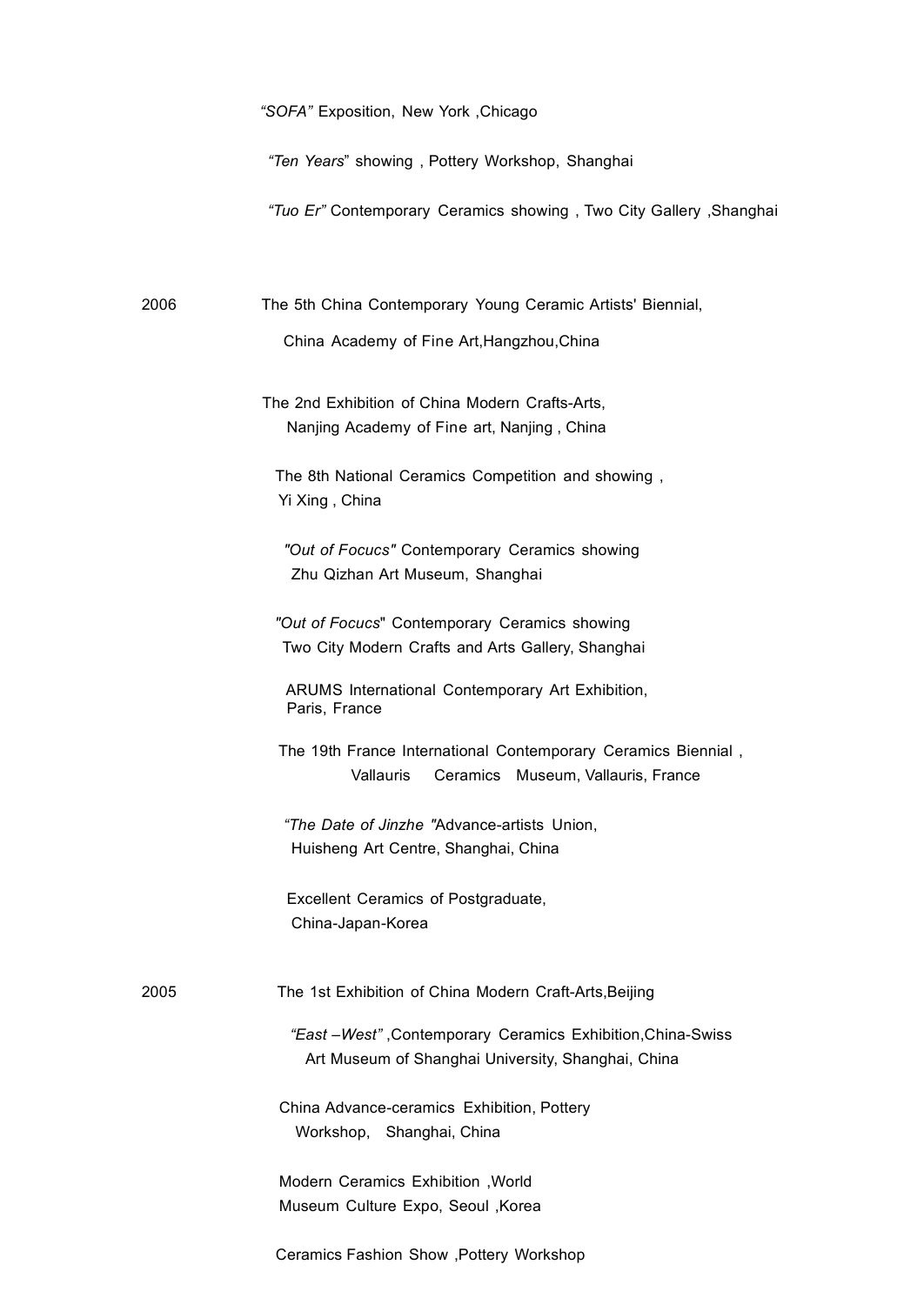*"SOFA"* Exposition, New York ,Chicago

*"Ten Years"* showing , Pottery Workshop, Shanghai

*"Tuo Er"* Contemporary Ceramics showing , Two City Gallery ,Shanghai

2006

The 5th China Contemporary Young Ceramic Artists' Biennial,
China Academy of Fine Art,Hangzhou,China

The 2nd Exhibition of China Modern Crafts-Arts,
Nanjing Academy of Fine art, Nanjing , China

The 8th National Ceramics Competition and showing ,
Yi Xing , China

*"Out of Focucs"* Contemporary Ceramics showing
Zhu Qizhan Art Museum, Shanghai

*"Out of Focucs"* Contemporary Ceramics showing
Two City Modern Crafts and Arts Gallery, Shanghai

ARUMS International Contemporary Art Exhibition,
Paris, France

The 19th France International Contemporary Ceramics Biennial ,
Vallauris Ceramics Museum, Vallauris, France

*"The Date of Jinzhe "*Advance-artists Union,
Huisheng Art Centre, Shanghai, China

Excellent Ceramics of Postgraduate,
China-Japan-Korea

2005

The 1st Exhibition of China Modern Craft-Arts,Beijing

*"East –West"* ,Contemporary Ceramics Exhibition,China-Swiss
Art Museum of Shanghai University, Shanghai, China

China Advance-ceramics Exhibition, Pottery
Workshop, Shanghai, China

Modern Ceramics Exhibition ,World
Museum Culture Expo, Seoul ,Korea

Ceramics Fashion Show ,Pottery Workshop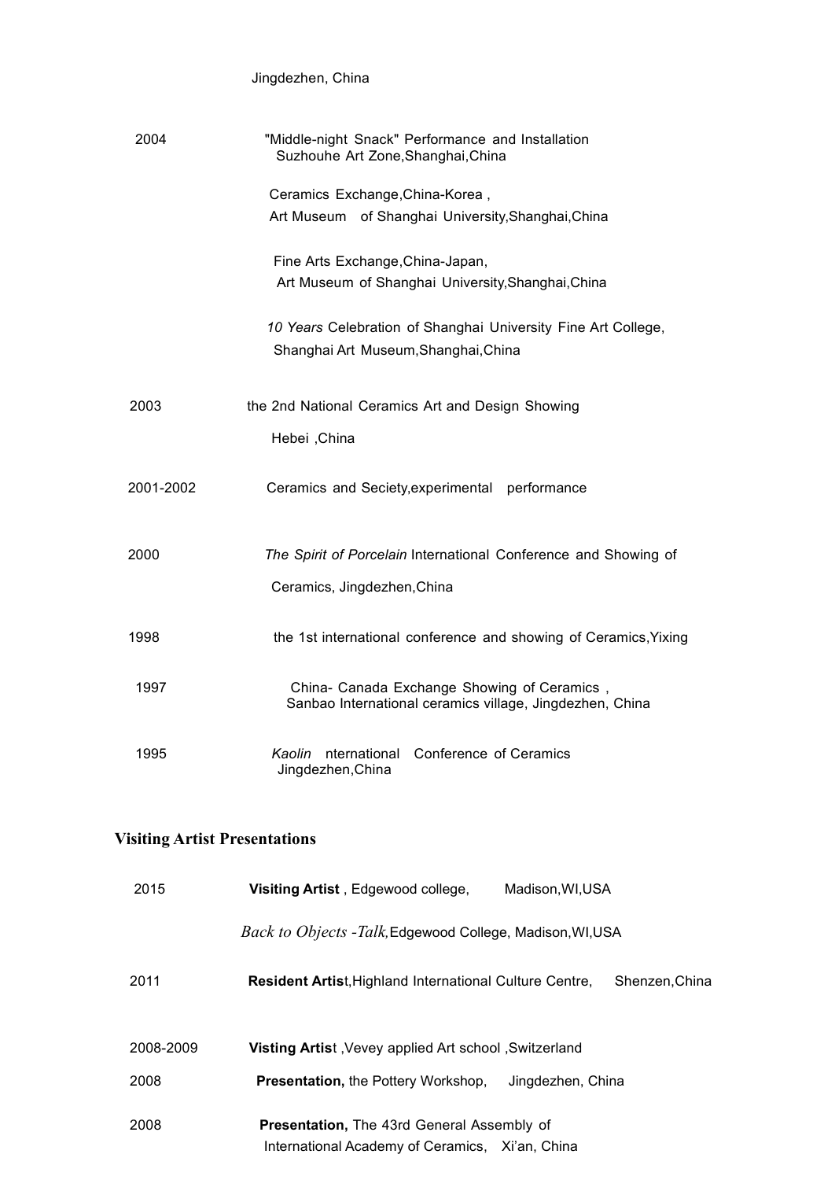Jingdezhen, China

2004 "Middle-night Snack" Performance and Installation
Suzhouhe Art Zone,Shanghai,China

Ceramics Exchange,China-Korea ,
Art Museum of Shanghai University,Shanghai,China

Fine Arts Exchange,China-Japan,
Art Museum of Shanghai University,Shanghai,China

*10 Years* Celebration of Shanghai University Fine Art College,
Shanghai Art Museum,Shanghai,China

2003 the 2nd National Ceramics Art and Design Showing
Hebei ,China

2001-2002 Ceramics and Seciety,experimental performance

2000 *The Spirit of Porcelain* International Conference and Showing of
Ceramics, Jingdezhen,China

1998 the 1st international conference and showing of Ceramics,Yixing

1997 China- Canada Exchange Showing of Ceramics ,
Sanbao International ceramics village, Jingdezhen, China

1995 *Kaolin* nternational Conference of Ceramics
Jingdezhen,China

## Visiting Artist Presentations

2015 **Visiting Artist** , Edgewood college, Madison,WI,USA

*Back to Objects -Talk,* Edgewood College, Madison,WI,USA

2011 **Resident Artis**t,Highland International Culture Centre, Shenzen,China

2008-2009 **Visting Artis**t ,Vevey applied Art school ,Switzerland

2008 **Presentation,** the Pottery Workshop, Jingdezhen, China

2008 **Presentation,** The 43rd General Assembly of
International Academy of Ceramics, Xi'an, China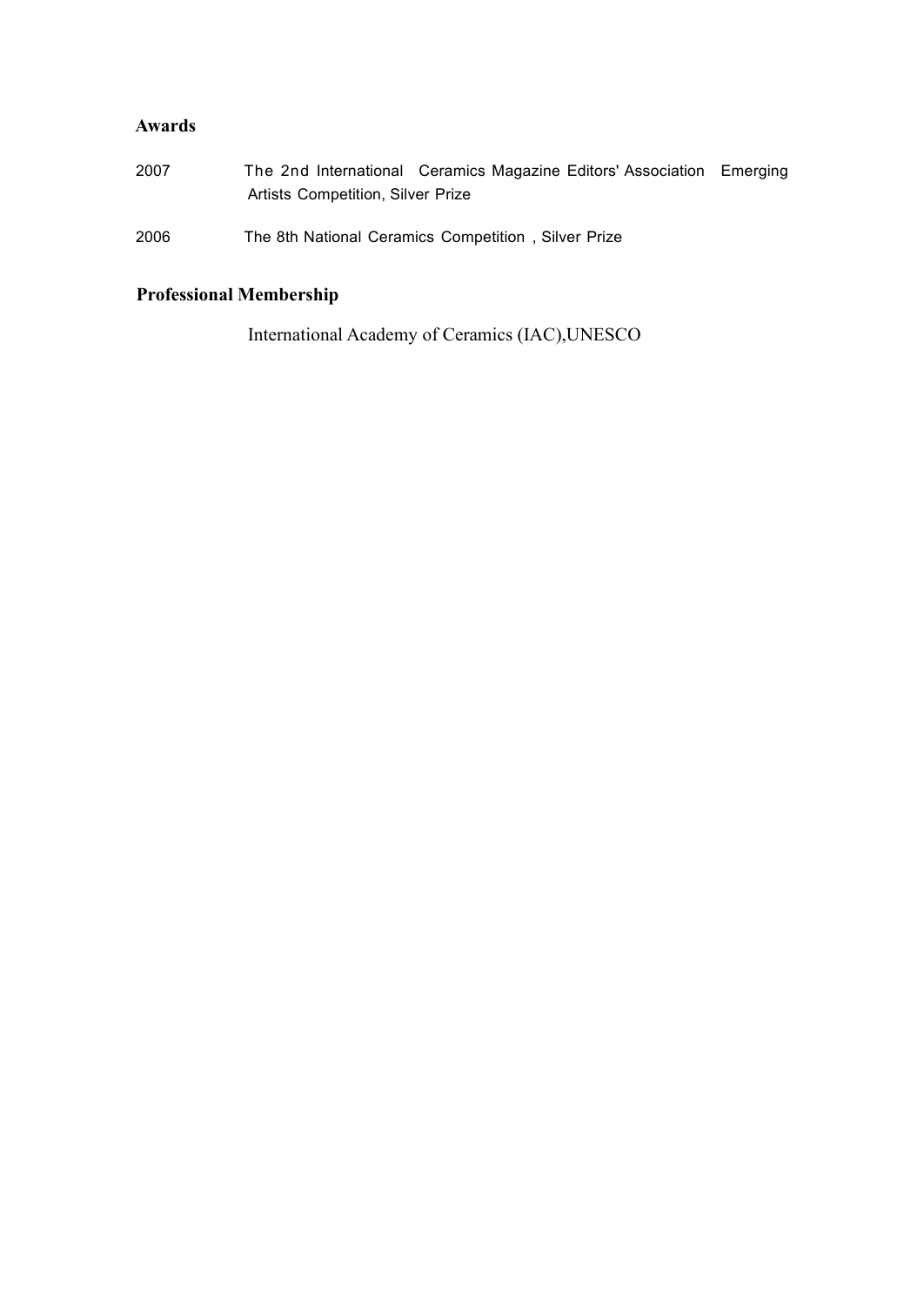## Awards

| | |
|---|---|
| 2007 | The 2nd International Ceramics Magazine Editors' Association Emerging Artists Competition, Silver Prize |
| 2006 | The 8th National Ceramics Competition , Silver Prize |

## Professional Membership

International Academy of Ceramics (IAC),UNESCO